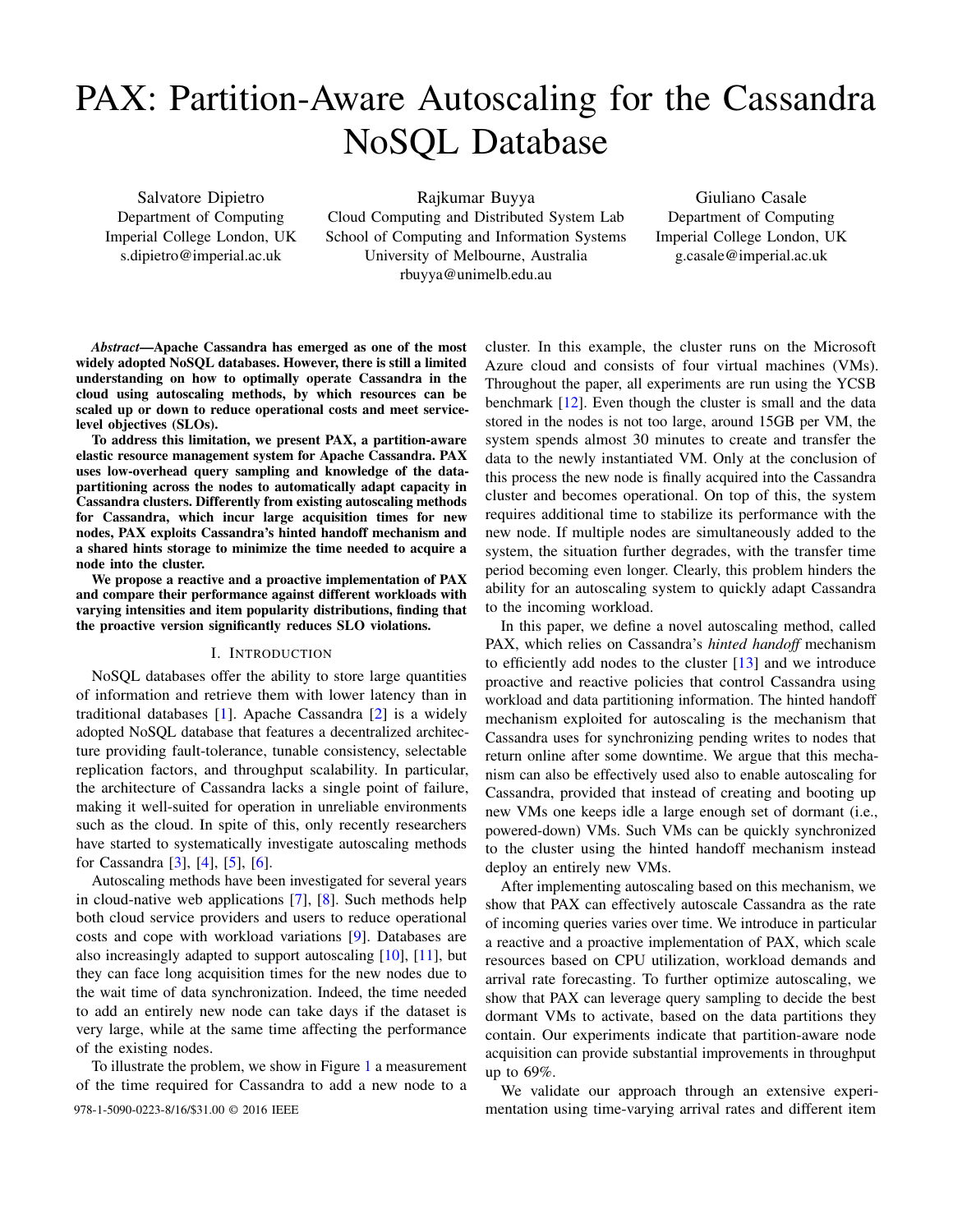# PAX: Partition-Aware Autoscaling for the Cassandra NoSQL Database

Salvatore Dipietro
Department of Computing
Imperial College London, UK
s.dipietro@imperial.ac.uk

Rajkumar Buyya
Cloud Computing and Distributed System Lab
School of Computing and Information Systems
University of Melbourne, Australia
rbuyya@unimelb.edu.au

Giuliano Casale
Department of Computing
Imperial College London, UK
g.casale@imperial.ac.uk

***Abstract*—Apache Cassandra has emerged as one of the most widely adopted NoSQL databases. However, there is still a limited understanding on how to optimally operate Cassandra in the cloud using autoscaling methods, by which resources can be scaled up or down to reduce operational costs and meet service-level objectives (SLOs).**

**To address this limitation, we present PAX, a partition-aware elastic resource management system for Apache Cassandra. PAX uses low-overhead query sampling and knowledge of the data-partitioning across the nodes to automatically adapt capacity in Cassandra clusters. Differently from existing autoscaling methods for Cassandra, which incur large acquisition times for new nodes, PAX exploits Cassandra's hinted handoff mechanism and a shared hints storage to minimize the time needed to acquire a node into the cluster.**

**We propose a reactive and a proactive implementation of PAX and compare their performance against different workloads with varying intensities and item popularity distributions, finding that the proactive version significantly reduces SLO violations.**

## I. Introduction

NoSQL databases offer the ability to store large quantities of information and retrieve them with lower latency than in traditional databases [1]. Apache Cassandra [2] is a widely adopted NoSQL database that features a decentralized architecture providing fault-tolerance, tunable consistency, selectable replication factors, and throughput scalability. In particular, the architecture of Cassandra lacks a single point of failure, making it well-suited for operation in unreliable environments such as the cloud. In spite of this, only recently researchers have started to systematically investigate autoscaling methods for Cassandra [3], [4], [5], [6].

Autoscaling methods have been investigated for several years in cloud-native web applications [7], [8]. Such methods help both cloud service providers and users to reduce operational costs and cope with workload variations [9]. Databases are also increasingly adapted to support autoscaling [10], [11], but they can face long acquisition times for the new nodes due to the wait time of data synchronization. Indeed, the time needed to add an entirely new node can take days if the dataset is very large, while at the same time affecting the performance of the existing nodes.

To illustrate the problem, we show in Figure 1 a measurement of the time required for Cassandra to add a new node to a cluster. In this example, the cluster runs on the Microsoft Azure cloud and consists of four virtual machines (VMs). Throughout the paper, all experiments are run using the YCSB benchmark [12]. Even though the cluster is small and the data stored in the nodes is not too large, around 15GB per VM, the system spends almost 30 minutes to create and transfer the data to the newly instantiated VM. Only at the conclusion of this process the new node is finally acquired into the Cassandra cluster and becomes operational. On top of this, the system requires additional time to stabilize its performance with the new node. If multiple nodes are simultaneously added to the system, the situation further degrades, with the transfer time period becoming even longer. Clearly, this problem hinders the ability for an autoscaling system to quickly adapt Cassandra to the incoming workload.

In this paper, we define a novel autoscaling method, called PAX, which relies on Cassandra's *hinted handoff* mechanism to efficiently add nodes to the cluster [13] and we introduce proactive and reactive policies that control Cassandra using workload and data partitioning information. The hinted handoff mechanism exploited for autoscaling is the mechanism that Cassandra uses for synchronizing pending writes to nodes that return online after some downtime. We argue that this mechanism can also be effectively used also to enable autoscaling for Cassandra, provided that instead of creating and booting up new VMs one keeps idle a large enough set of dormant (i.e., powered-down) VMs. Such VMs can be quickly synchronized to the cluster using the hinted handoff mechanism instead deploy an entirely new VMs.

After implementing autoscaling based on this mechanism, we show that PAX can effectively autoscale Cassandra as the rate of incoming queries varies over time. We introduce in particular a reactive and a proactive implementation of PAX, which scale resources based on CPU utilization, workload demands and arrival rate forecasting. To further optimize autoscaling, we show that PAX can leverage query sampling to decide the best dormant VMs to activate, based on the data partitions they contain. Our experiments indicate that partition-aware node acquisition can provide substantial improvements in throughput up to 69%.

We validate our approach through an extensive experimentation using time-varying arrival rates and different item

978-1-5090-0223-8/16/$31.00 © 2016 IEEE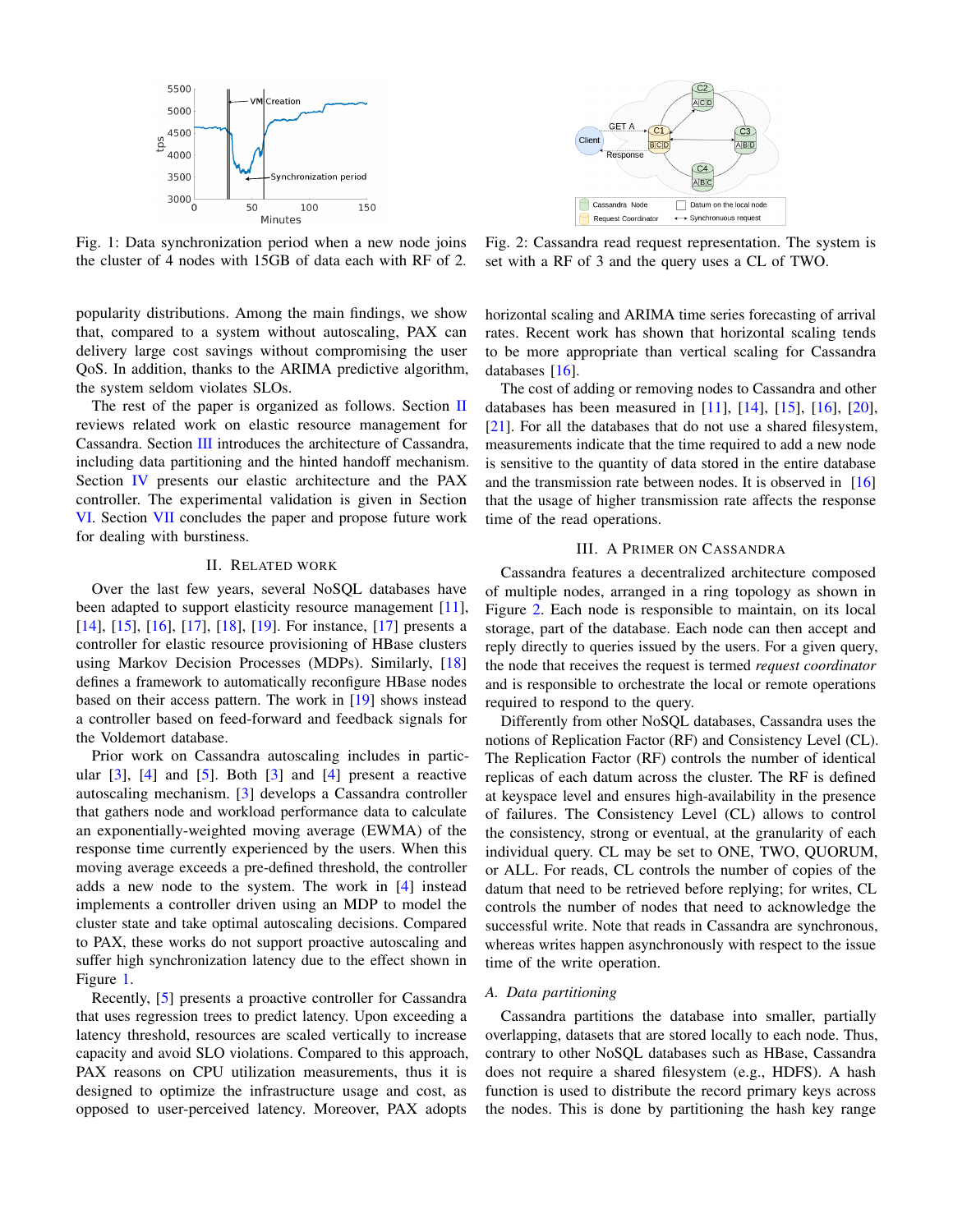Fig. 1: Data synchronization period when a new node joins the cluster of 4 nodes with 15GB of data each with RF of 2.

Fig. 2: Cassandra read request representation. The system is set with a RF of 3 and the query uses a CL of TWO.

popularity distributions. Among the main findings, we show that, compared to a system without autoscaling, PAX can delivery large cost savings without compromising the user QoS. In addition, thanks to the ARIMA predictive algorithm, the system seldom violates SLOs.

The rest of the paper is organized as follows. Section II reviews related work on elastic resource management for Cassandra. Section III introduces the architecture of Cassandra, including data partitioning and the hinted handoff mechanism. Section IV presents our elastic architecture and the PAX controller. The experimental validation is given in Section VI. Section VII concludes the paper and propose future work for dealing with burstiness.

## II. Related Work

Over the last few years, several NoSQL databases have been adapted to support elasticity resource management [11], [14], [15], [16], [17], [18], [19]. For instance, [17] presents a controller for elastic resource provisioning of HBase clusters using Markov Decision Processes (MDPs). Similarly, [18] defines a framework to automatically reconfigure HBase nodes based on their access pattern. The work in [19] shows instead a controller based on feed-forward and feedback signals for the Voldemort database.

Prior work on Cassandra autoscaling includes in particular [3], [4] and [5]. Both [3] and [4] present a reactive autoscaling mechanism. [3] develops a Cassandra controller that gathers node and workload performance data to calculate an exponentially-weighted moving average (EWMA) of the response time currently experienced by the users. When this moving average exceeds a pre-defined threshold, the controller adds a new node to the system. The work in [4] instead implements a controller driven using an MDP to model the cluster state and take optimal autoscaling decisions. Compared to PAX, these works do not support proactive autoscaling and suffer high synchronization latency due to the effect shown in Figure 1.

Recently, [5] presents a proactive controller for Cassandra that uses regression trees to predict latency. Upon exceeding a latency threshold, resources are scaled vertically to increase capacity and avoid SLO violations. Compared to this approach, PAX reasons on CPU utilization measurements, thus it is designed to optimize the infrastructure usage and cost, as opposed to user-perceived latency. Moreover, PAX adopts horizontal scaling and ARIMA time series forecasting of arrival rates. Recent work has shown that horizontal scaling tends to be more appropriate than vertical scaling for Cassandra databases [16].

The cost of adding or removing nodes to Cassandra and other databases has been measured in [11], [14], [15], [16], [20], [21]. For all the databases that do not use a shared filesystem, measurements indicate that the time required to add a new node is sensitive to the quantity of data stored in the entire database and the transmission rate between nodes. It is observed in [16] that the usage of higher transmission rate affects the response time of the read operations.

## III. A Primer on Cassandra

Cassandra features a decentralized architecture composed of multiple nodes, arranged in a ring topology as shown in Figure 2. Each node is responsible to maintain, on its local storage, part of the database. Each node can then accept and reply directly to queries issued by the users. For a given query, the node that receives the request is termed *request coordinator* and is responsible to orchestrate the local or remote operations required to respond to the query.

Differently from other NoSQL databases, Cassandra uses the notions of Replication Factor (RF) and Consistency Level (CL). The Replication Factor (RF) controls the number of identical replicas of each datum across the cluster. The RF is defined at keyspace level and ensures high-availability in the presence of failures. The Consistency Level (CL) allows to control the consistency, strong or eventual, at the granularity of each individual query. CL may be set to ONE, TWO, QUORUM, or ALL. For reads, CL controls the number of copies of the datum that need to be retrieved before replying; for writes, CL controls the number of nodes that need to acknowledge the successful write. Note that reads in Cassandra are synchronous, whereas writes happen asynchronously with respect to the issue time of the write operation.

### A. Data partitioning

Cassandra partitions the database into smaller, partially overlapping, datasets that are stored locally to each node. Thus, contrary to other NoSQL databases such as HBase, Cassandra does not require a shared filesystem (e.g., HDFS). A hash function is used to distribute the record primary keys across the nodes. This is done by partitioning the hash key range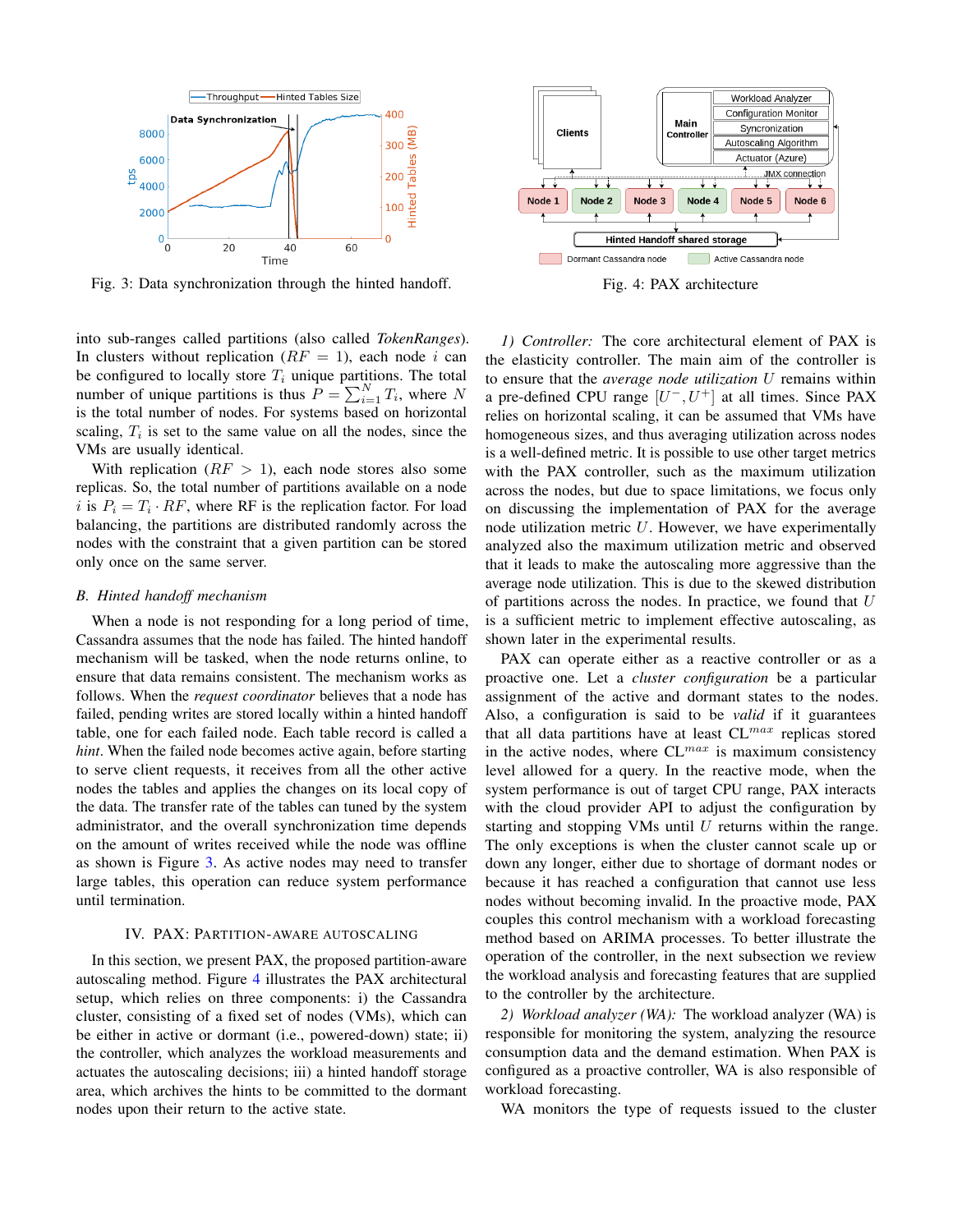Fig. 3: Data synchronization through the hinted handoff.

Fig. 4: PAX architecture

into sub-ranges called partitions (also called *TokenRanges*). In clusters without replication ($RF = 1$), each node $i$ can be configured to locally store $T_i$ unique partitions. The total number of unique partitions is thus $P = \sum_{i=1}^{N} T_i$, where $N$ is the total number of nodes. For systems based on horizontal scaling, $T_i$ is set to the same value on all the nodes, since the VMs are usually identical.

With replication ($RF > 1$), each node stores also some replicas. So, the total number of partitions available on a node $i$ is $P_i = T_i \cdot RF$, where RF is the replication factor. For load balancing, the partitions are distributed randomly across the nodes with the constraint that a given partition can be stored only once on the same server.

### B. Hinted handoff mechanism

When a node is not responding for a long period of time, Cassandra assumes that the node has failed. The hinted handoff mechanism will be tasked, when the node returns online, to ensure that data remains consistent. The mechanism works as follows. When the *request coordinator* believes that a node has failed, pending writes are stored locally within a hinted handoff table, one for each failed node. Each table record is called a *hint*. When the failed node becomes active again, before starting to serve client requests, it receives from all the other active nodes the tables and applies the changes on its local copy of the data. The transfer rate of the tables can tuned by the system administrator, and the overall synchronization time depends on the amount of writes received while the node was offline as shown is Figure 3. As active nodes may need to transfer large tables, this operation can reduce system performance until termination.

## IV. PAX: Partition-aware autoscaling

In this section, we present PAX, the proposed partition-aware autoscaling method. Figure 4 illustrates the PAX architectural setup, which relies on three components: i) the Cassandra cluster, consisting of a fixed set of nodes (VMs), which can be either in active or dormant (i.e., powered-down) state; ii) the controller, which analyzes the workload measurements and actuates the autoscaling decisions; iii) a hinted handoff storage area, which archives the hints to be committed to the dormant nodes upon their return to the active state.

*1) Controller:* The core architectural element of PAX is the elasticity controller. The main aim of the controller is to ensure that the *average node utilization* $U$ remains within a pre-defined CPU range $[U^-, U^+]$ at all times. Since PAX relies on horizontal scaling, it can be assumed that VMs have homogeneous sizes, and thus averaging utilization across nodes is a well-defined metric. It is possible to use other target metrics with the PAX controller, such as the maximum utilization across the nodes, but due to space limitations, we focus only on discussing the implementation of PAX for the average node utilization metric $U$. However, we have experimentally analyzed also the maximum utilization metric and observed that it leads to make the autoscaling more aggressive than the average node utilization. This is due to the skewed distribution of partitions across the nodes. In practice, we found that $U$ is a sufficient metric to implement effective autoscaling, as shown later in the experimental results.

PAX can operate either as a reactive controller or as a proactive one. Let a *cluster configuration* be a particular assignment of the active and dormant states to the nodes. Also, a configuration is said to be *valid* if it guarantees that all data partitions have at least $\text{CL}^{max}$ replicas stored in the active nodes, where $\text{CL}^{max}$ is maximum consistency level allowed for a query. In the reactive mode, when the system performance is out of target CPU range, PAX interacts with the cloud provider API to adjust the configuration by starting and stopping VMs until $U$ returns within the range. The only exceptions is when the cluster cannot scale up or down any longer, either due to shortage of dormant nodes or because it has reached a configuration that cannot use less nodes without becoming invalid. In the proactive mode, PAX couples this control mechanism with a workload forecasting method based on ARIMA processes. To better illustrate the operation of the controller, in the next subsection we review the workload analysis and forecasting features that are supplied to the controller by the architecture.

*2) Workload analyzer (WA):* The workload analyzer (WA) is responsible for monitoring the system, analyzing the resource consumption data and the demand estimation. When PAX is configured as a proactive controller, WA is also responsible of workload forecasting.

WA monitors the type of requests issued to the cluster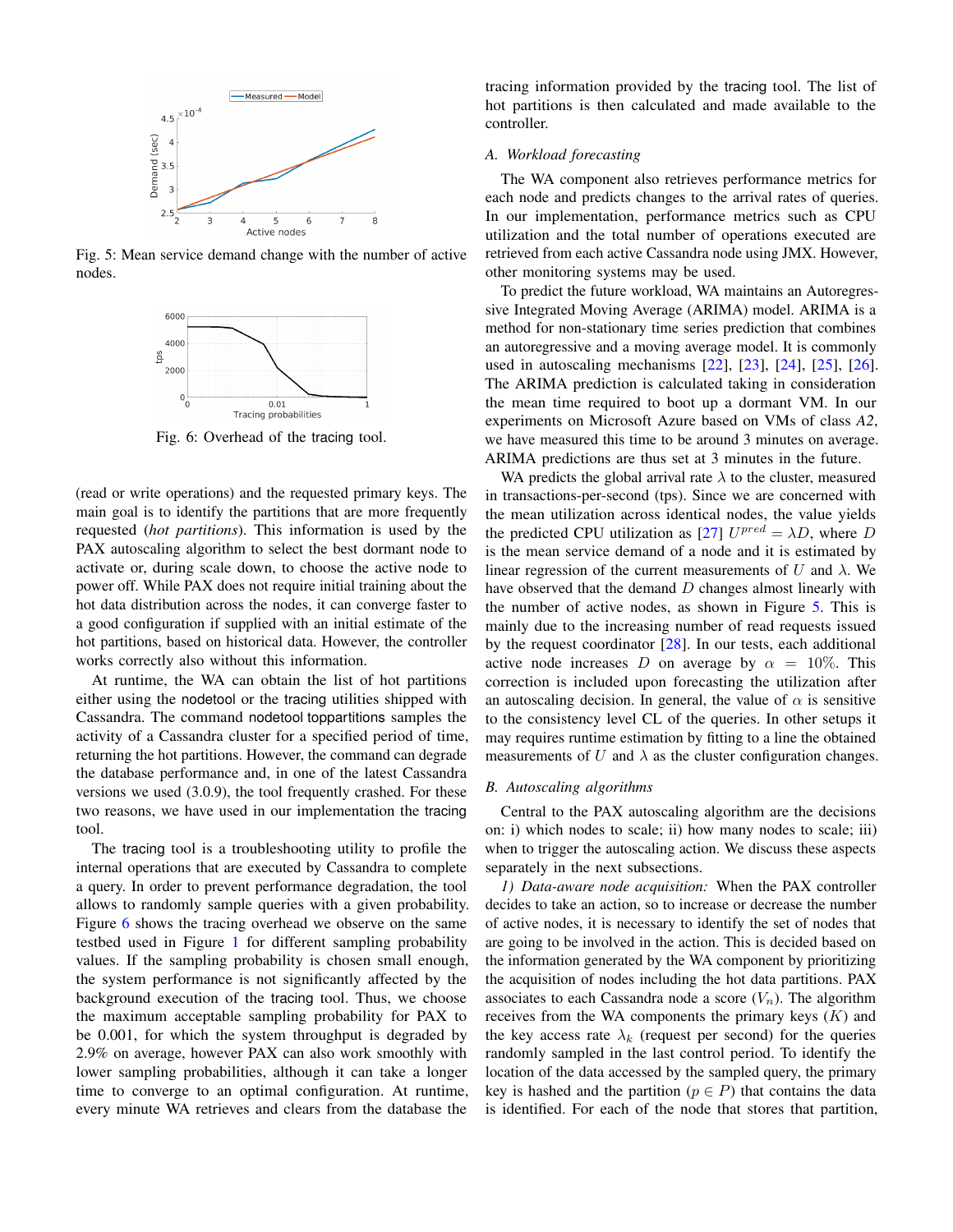Fig. 5: Mean service demand change with the number of active nodes.

Fig. 6: Overhead of the tracing tool.

(read or write operations) and the requested primary keys. The main goal is to identify the partitions that are more frequently requested (*hot partitions*). This information is used by the PAX autoscaling algorithm to select the best dormant node to activate or, during scale down, to choose the active node to power off. While PAX does not require initial training about the hot data distribution across the nodes, it can converge faster to a good configuration if supplied with an initial estimate of the hot partitions, based on historical data. However, the controller works correctly also without this information.

At runtime, the WA can obtain the list of hot partitions either using the nodetool or the tracing utilities shipped with Cassandra. The command nodetool toppartitions samples the activity of a Cassandra cluster for a specified period of time, returning the hot partitions. However, the command can degrade the database performance and, in one of the latest Cassandra versions we used (3.0.9), the tool frequently crashed. For these two reasons, we have used in our implementation the tracing tool.

The tracing tool is a troubleshooting utility to profile the internal operations that are executed by Cassandra to complete a query. In order to prevent performance degradation, the tool allows to randomly sample queries with a given probability. Figure 6 shows the tracing overhead we observe on the same testbed used in Figure 1 for different sampling probability values. If the sampling probability is chosen small enough, the system performance is not significantly affected by the background execution of the tracing tool. Thus, we choose the maximum acceptable sampling probability for PAX to be 0.001, for which the system throughput is degraded by 2.9% on average, however PAX can also work smoothly with lower sampling probabilities, although it can take a longer time to converge to an optimal configuration. At runtime, every minute WA retrieves and clears from the database the tracing information provided by the tracing tool. The list of hot partitions is then calculated and made available to the controller.

### A. Workload forecasting

The WA component also retrieves performance metrics for each node and predicts changes to the arrival rates of queries. In our implementation, performance metrics such as CPU utilization and the total number of operations executed are retrieved from each active Cassandra node using JMX. However, other monitoring systems may be used.

To predict the future workload, WA maintains an Autoregressive Integrated Moving Average (ARIMA) model. ARIMA is a method for non-stationary time series prediction that combines an autoregressive and a moving average model. It is commonly used in autoscaling mechanisms [22], [23], [24], [25], [26]. The ARIMA prediction is calculated taking in consideration the mean time required to boot up a dormant VM. In our experiments on Microsoft Azure based on VMs of class *A2*, we have measured this time to be around 3 minutes on average. ARIMA predictions are thus set at 3 minutes in the future.

WA predicts the global arrival rate $\lambda$ to the cluster, measured in transactions-per-second (tps). Since we are concerned with the mean utilization across identical nodes, the value yields the predicted CPU utilization as [27] $U^{pred} = \lambda D$, where $D$ is the mean service demand of a node and it is estimated by linear regression of the current measurements of $U$ and $\lambda$. We have observed that the demand $D$ changes almost linearly with the number of active nodes, as shown in Figure 5. This is mainly due to the increasing number of read requests issued by the request coordinator [28]. In our tests, each additional active node increases $D$ on average by $\alpha = 10\%$. This correction is included upon forecasting the utilization after an autoscaling decision. In general, the value of $\alpha$ is sensitive to the consistency level CL of the queries. In other setups it may requires runtime estimation by fitting to a line the obtained measurements of $U$ and $\lambda$ as the cluster configuration changes.

### B. Autoscaling algorithms

Central to the PAX autoscaling algorithm are the decisions on: i) which nodes to scale; ii) how many nodes to scale; iii) when to trigger the autoscaling action. We discuss these aspects separately in the next subsections.

*1) Data-aware node acquisition:* When the PAX controller decides to take an action, so to increase or decrease the number of active nodes, it is necessary to identify the set of nodes that are going to be involved in the action. This is decided based on the information generated by the WA component by prioritizing the acquisition of nodes including the hot data partitions. PAX associates to each Cassandra node a score ($V_n$). The algorithm receives from the WA components the primary keys ($K$) and the key access rate $\lambda_k$ (request per second) for the queries randomly sampled in the last control period. To identify the location of the data accessed by the sampled query, the primary key is hashed and the partition ($p \in P$) that contains the data is identified. For each of the node that stores that partition,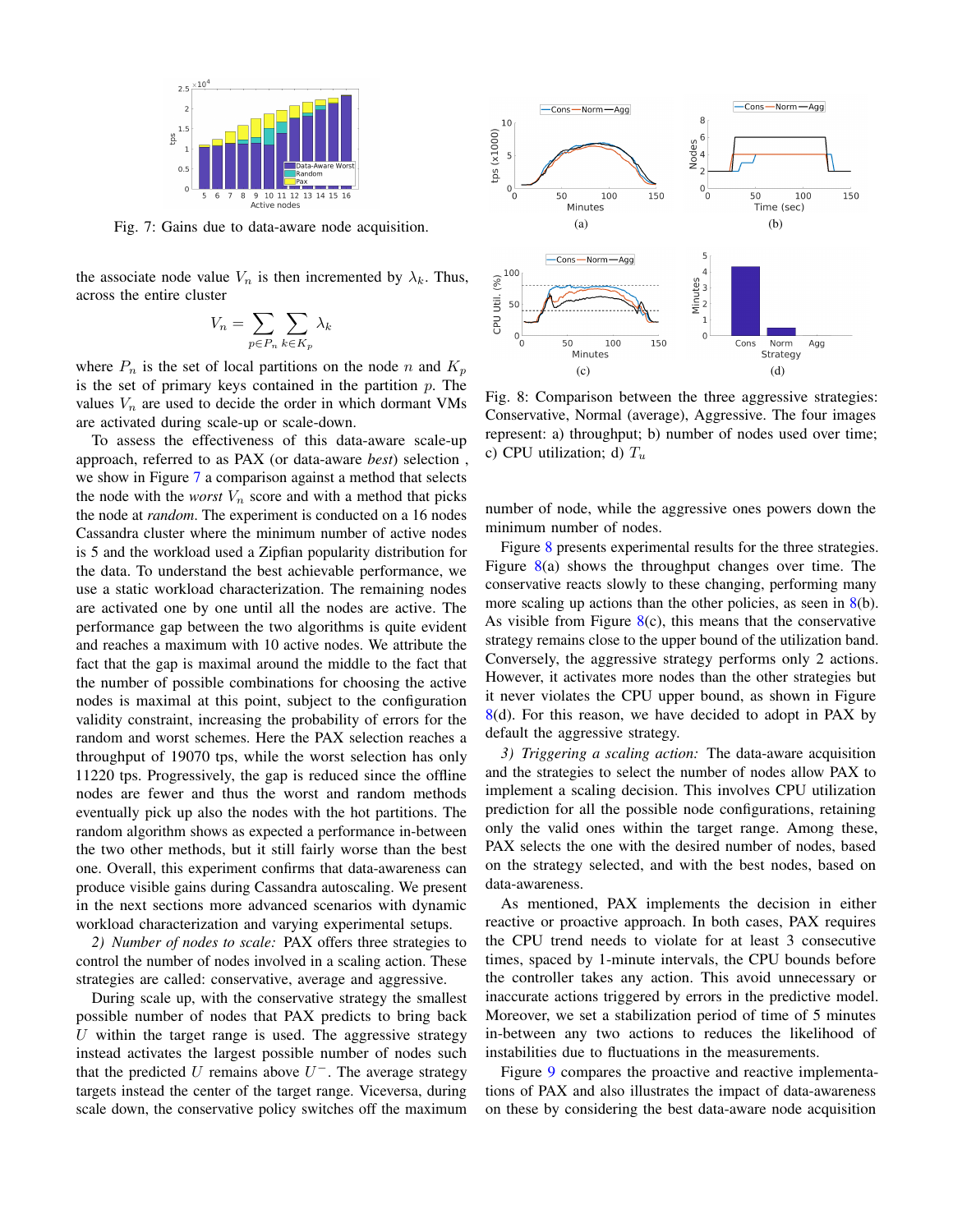Fig. 7: Gains due to data-aware node acquisition.

the associate node value $V_n$ is then incremented by $\lambda_k$. Thus, across the entire cluster

$$V_n = \sum_{p \in P_n} \sum_{k \in K_p} \lambda_k$$

where $P_n$ is the set of local partitions on the node $n$ and $K_p$ is the set of primary keys contained in the partition $p$. The values $V_n$ are used to decide the order in which dormant VMs are activated during scale-up or scale-down.

To assess the effectiveness of this data-aware scale-up approach, referred to as PAX (or data-aware *best*) selection , we show in Figure 7 a comparison against a method that selects the node with the *worst* $V_n$ score and with a method that picks the node at *random*. The experiment is conducted on a 16 nodes Cassandra cluster where the minimum number of active nodes is 5 and the workload used a Zipfian popularity distribution for the data. To understand the best achievable performance, we use a static workload characterization. The remaining nodes are activated one by one until all the nodes are active. The performance gap between the two algorithms is quite evident and reaches a maximum with 10 active nodes. We attribute the fact that the gap is maximal around the middle to the fact that the number of possible combinations for choosing the active nodes is maximal at this point, subject to the configuration validity constraint, increasing the probability of errors for the random and worst schemes. Here the PAX selection reaches a throughput of 19070 tps, while the worst selection has only 11220 tps. Progressively, the gap is reduced since the offline nodes are fewer and thus the worst and random methods eventually pick up also the nodes with the hot partitions. The random algorithm shows as expected a performance in-between the two other methods, but it still fairly worse than the best one. Overall, this experiment confirms that data-awareness can produce visible gains during Cassandra autoscaling. We present in the next sections more advanced scenarios with dynamic workload characterization and varying experimental setups.

*2) Number of nodes to scale:* PAX offers three strategies to control the number of nodes involved in a scaling action. These strategies are called: conservative, average and aggressive.

During scale up, with the conservative strategy the smallest possible number of nodes that PAX predicts to bring back $U$ within the target range is used. The aggressive strategy instead activates the largest possible number of nodes such that the predicted $U$ remains above $U^-$. The average strategy targets instead the center of the target range. Viceversa, during scale down, the conservative policy switches off the maximum number of node, while the aggressive ones powers down the minimum number of nodes.

Fig. 8: Comparison between the three aggressive strategies: Conservative, Normal (average), Aggressive. The four images represent: a) throughput; b) number of nodes used over time; c) CPU utilization; d) $T_u$

Figure 8 presents experimental results for the three strategies. Figure 8(a) shows the throughput changes over time. The conservative reacts slowly to these changing, performing many more scaling up actions than the other policies, as seen in 8(b). As visible from Figure 8(c), this means that the conservative strategy remains close to the upper bound of the utilization band. Conversely, the aggressive strategy performs only 2 actions. However, it activates more nodes than the other strategies but it never violates the CPU upper bound, as shown in Figure 8(d). For this reason, we have decided to adopt in PAX by default the aggressive strategy.

*3) Triggering a scaling action:* The data-aware acquisition and the strategies to select the number of nodes allow PAX to implement a scaling decision. This involves CPU utilization prediction for all the possible node configurations, retaining only the valid ones within the target range. Among these, PAX selects the one with the desired number of nodes, based on the strategy selected, and with the best nodes, based on data-awareness.

As mentioned, PAX implements the decision in either reactive or proactive approach. In both cases, PAX requires the CPU trend needs to violate for at least 3 consecutive times, spaced by 1-minute intervals, the CPU bounds before the controller takes any action. This avoid unnecessary or inaccurate actions triggered by errors in the predictive model. Moreover, we set a stabilization period of time of 5 minutes in-between any two actions to reduces the likelihood of instabilities due to fluctuations in the measurements.

Figure 9 compares the proactive and reactive implementations of PAX and also illustrates the impact of data-awareness on these by considering the best data-aware node acquisition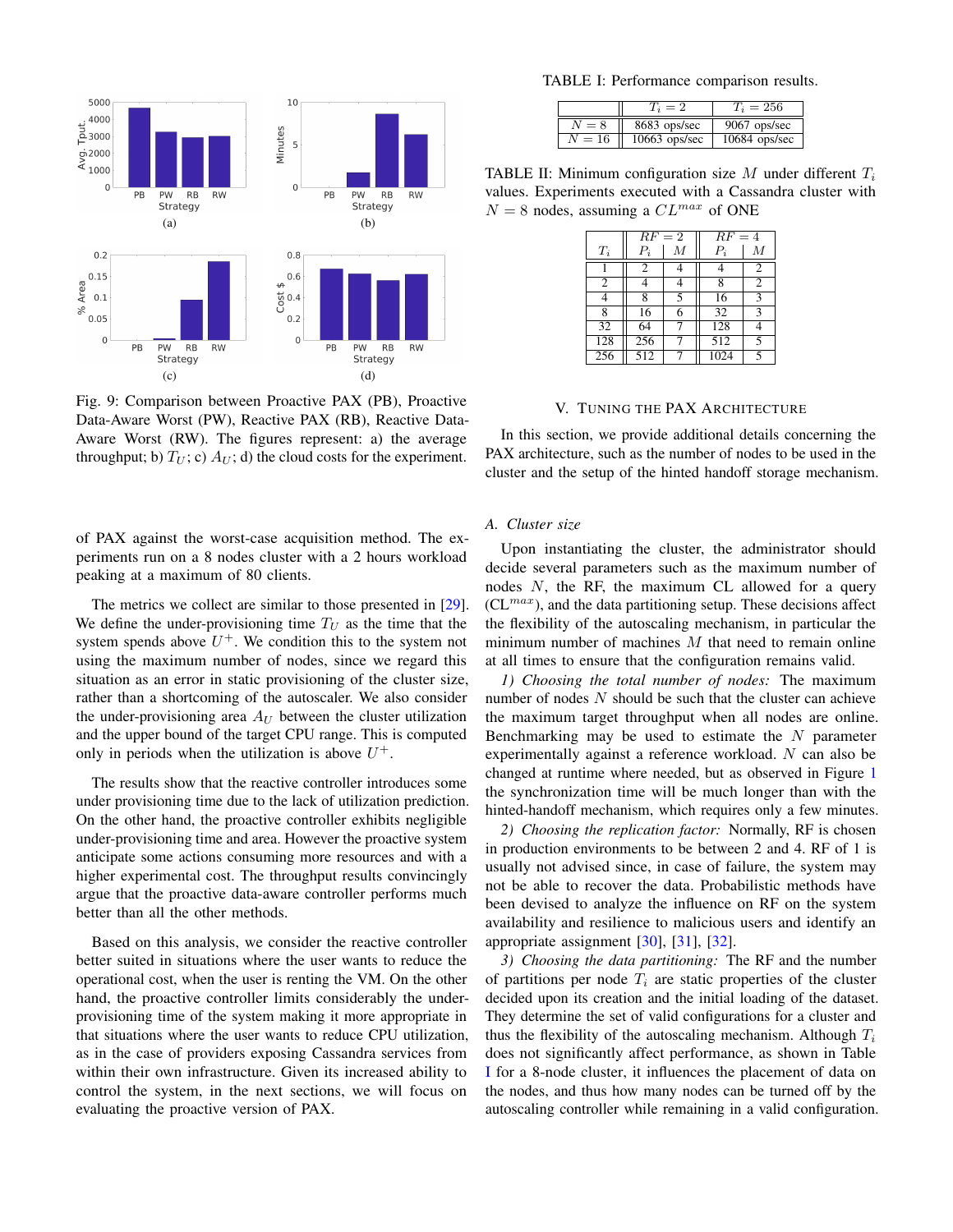Fig. 9: Comparison between Proactive PAX (PB), Proactive Data-Aware Worst (PW), Reactive PAX (RB), Reactive Data-Aware Worst (RW). The figures represent: a) the average throughput; b) $T_U$; c) $A_U$; d) the cloud costs for the experiment.

of PAX against the worst-case acquisition method. The experiments run on a 8 nodes cluster with a 2 hours workload peaking at a maximum of 80 clients.

The metrics we collect are similar to those presented in [29]. We define the under-provisioning time $T_U$ as the time that the system spends above $U^+$. We condition this to the system not using the maximum number of nodes, since we regard this situation as an error in static provisioning of the cluster size, rather than a shortcoming of the autoscaler. We also consider the under-provisioning area $A_U$ between the cluster utilization and the upper bound of the target CPU range. This is computed only in periods when the utilization is above $U^+$.

The results show that the reactive controller introduces some under provisioning time due to the lack of utilization prediction. On the other hand, the proactive controller exhibits negligible under-provisioning time and area. However the proactive system anticipate some actions consuming more resources and with a higher experimental cost. The throughput results convincingly argue that the proactive data-aware controller performs much better than all the other methods.

Based on this analysis, we consider the reactive controller better suited in situations where the user wants to reduce the operational cost, when the user is renting the VM. On the other hand, the proactive controller limits considerably the under-provisioning time of the system making it more appropriate in that situations where the user wants to reduce CPU utilization, as in the case of providers exposing Cassandra services from within their own infrastructure. Given its increased ability to control the system, in the next sections, we will focus on evaluating the proactive version of PAX.

TABLE I: Performance comparison results.

| | $T_i = 2$ | $T_i = 256$ |
|---|---|---|
| $N = 8$ | 8683 ops/sec | 9067 ops/sec |
| $N = 16$ | 10663 ops/sec | 10684 ops/sec |

TABLE II: Minimum configuration size $M$ under different $T_i$ values. Experiments executed with a Cassandra cluster with $N = 8$ nodes, assuming a $CL^{max}$ of ONE

| | $RF = 2$ | | $RF = 4$ | |
|---|---|---|---|---|
| $T_i$ | $P_i$ | $M$ | $P_i$ | $M$ |
| 1 | 2 | 4 | 4 | 2 |
| 2 | 4 | 4 | 8 | 2 |
| 4 | 8 | 5 | 16 | 3 |
| 8 | 16 | 6 | 32 | 3 |
| 32 | 64 | 7 | 128 | 4 |
| 128 | 256 | 7 | 512 | 5 |
| 256 | 512 | 7 | 1024 | 5 |

## V. Tuning the PAX Architecture

In this section, we provide additional details concerning the PAX architecture, such as the number of nodes to be used in the cluster and the setup of the hinted handoff storage mechanism.

### A. Cluster size

Upon instantiating the cluster, the administrator should decide several parameters such as the maximum number of nodes $N$, the RF, the maximum CL allowed for a query ($CL^{max}$), and the data partitioning setup. These decisions affect the flexibility of the autoscaling mechanism, in particular the minimum number of machines $M$ that need to remain online at all times to ensure that the configuration remains valid.

*1) Choosing the total number of nodes:* The maximum number of nodes $N$ should be such that the cluster can achieve the maximum target throughput when all nodes are online. Benchmarking may be used to estimate the $N$ parameter experimentally against a reference workload. $N$ can also be changed at runtime where needed, but as observed in Figure 1 the synchronization time will be much longer than with the hinted-handoff mechanism, which requires only a few minutes.

*2) Choosing the replication factor:* Normally, RF is chosen in production environments to be between 2 and 4. RF of 1 is usually not advised since, in case of failure, the system may not be able to recover the data. Probabilistic methods have been devised to analyze the influence on RF on the system availability and resilience to malicious users and identify an appropriate assignment [30], [31], [32].

*3) Choosing the data partitioning:* The RF and the number of partitions per node $T_i$ are static properties of the cluster decided upon its creation and the initial loading of the dataset. They determine the set of valid configurations for a cluster and thus the flexibility of the autoscaling mechanism. Although $T_i$ does not significantly affect performance, as shown in Table I for a 8-node cluster, it influences the placement of data on the nodes, and thus how many nodes can be turned off by the autoscaling controller while remaining in a valid configuration.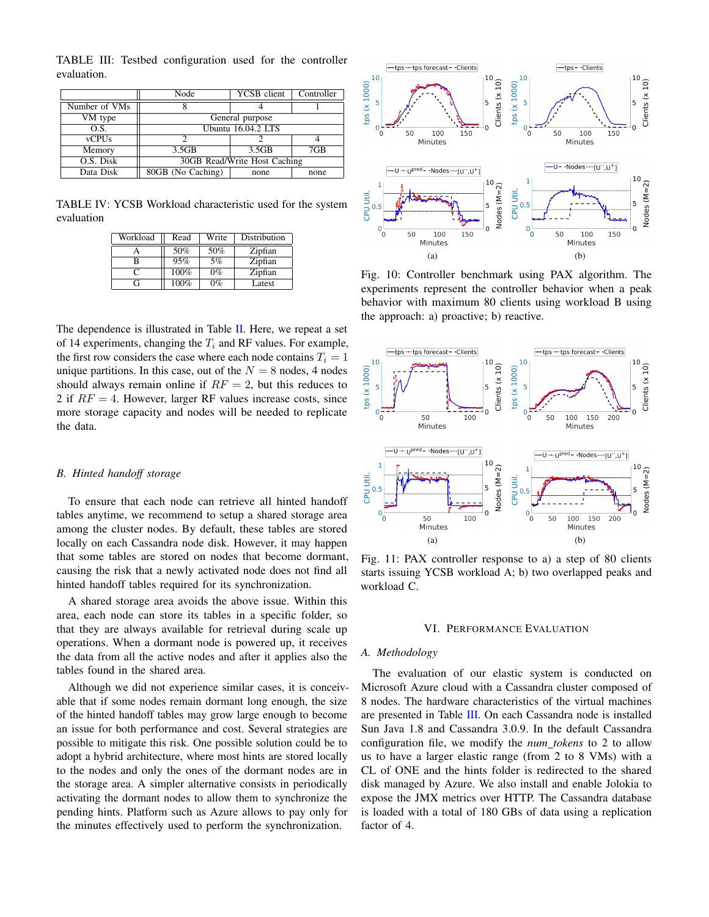TABLE III: Testbed configuration used for the controller evaluation.

| | Node | YCSB client | Controller |
|---|---|---|---|
| Number of VMs | 8 | 4 | 1 |
| VM type | General purpose | | |
| O.S. | Ubuntu 16.04.2 LTS | | |
| vCPUs | 2 | 2 | 4 |
| Memory | 3.5GB | 3.5GB | 7GB |
| O.S. Disk | 30GB Read/Write Host Caching | | |
| Data Disk | 80GB (No Caching) | none | none |

TABLE IV: YCSB Workload characteristic used for the system evaluation

| Workload | Read | Write | Distribution |
|---|---|---|---|
| A | 50% | 50% | Zipfian |
| B | 95% | 5% | Zipfian |
| C | 100% | 0% | Zipfian |
| G | 100% | 0% | Latest |

The dependence is illustrated in Table II. Here, we repeat a set of 14 experiments, changing the $T_i$ and RF values. For example, the first row considers the case where each node contains $T_i = 1$ unique partitions. In this case, out of the $N = 8$ nodes, 4 nodes should always remain online if $RF = 2$, but this reduces to 2 if $RF = 4$. However, larger RF values increase costs, since more storage capacity and nodes will be needed to replicate the data.

### B. Hinted handoff storage

To ensure that each node can retrieve all hinted handoff tables anytime, we recommend to setup a shared storage area among the cluster nodes. By default, these tables are stored locally on each Cassandra node disk. However, it may happen that some tables are stored on nodes that become dormant, causing the risk that a newly activated node does not find all hinted handoff tables required for its synchronization.

A shared storage area avoids the above issue. Within this area, each node can store its tables in a specific folder, so that they are always available for retrieval during scale up operations. When a dormant node is powered up, it receives the data from all the active nodes and after it applies also the tables found in the shared area.

Although we did not experience similar cases, it is conceivable that if some nodes remain dormant long enough, the size of the hinted handoff tables may grow large enough to become an issue for both performance and cost. Several strategies are possible to mitigate this risk. One possible solution could be to adopt a hybrid architecture, where most hints are stored locally to the nodes and only the ones of the dormant nodes are in the storage area. A simpler alternative consists in periodically activating the dormant nodes to allow them to synchronize the pending hints. Platform such as Azure allows to pay only for the minutes effectively used to perform the synchronization.

Fig. 10: Controller benchmark using PAX algorithm. The experiments represent the controller behavior when a peak behavior with maximum 80 clients using workload B using the approach: a) proactive; b) reactive.

Fig. 11: PAX controller response to a) a step of 80 clients starts issuing YCSB workload A; b) two overlapped peaks and workload C.

## VI. Performance Evaluation

### A. Methodology

The evaluation of our elastic system is conducted on Microsoft Azure cloud with a Cassandra cluster composed of 8 nodes. The hardware characteristics of the virtual machines are presented in Table III. On each Cassandra node is installed Sun Java 1.8 and Cassandra 3.0.9. In the default Cassandra configuration file, we modify the *num_tokens* to 2 to allow us to have a larger elastic range (from 2 to 8 VMs) with a CL of ONE and the hints folder is redirected to the shared disk managed by Azure. We also install and enable Jolokia to expose the JMX metrics over HTTP. The Cassandra database is loaded with a total of 180 GBs of data using a replication factor of 4.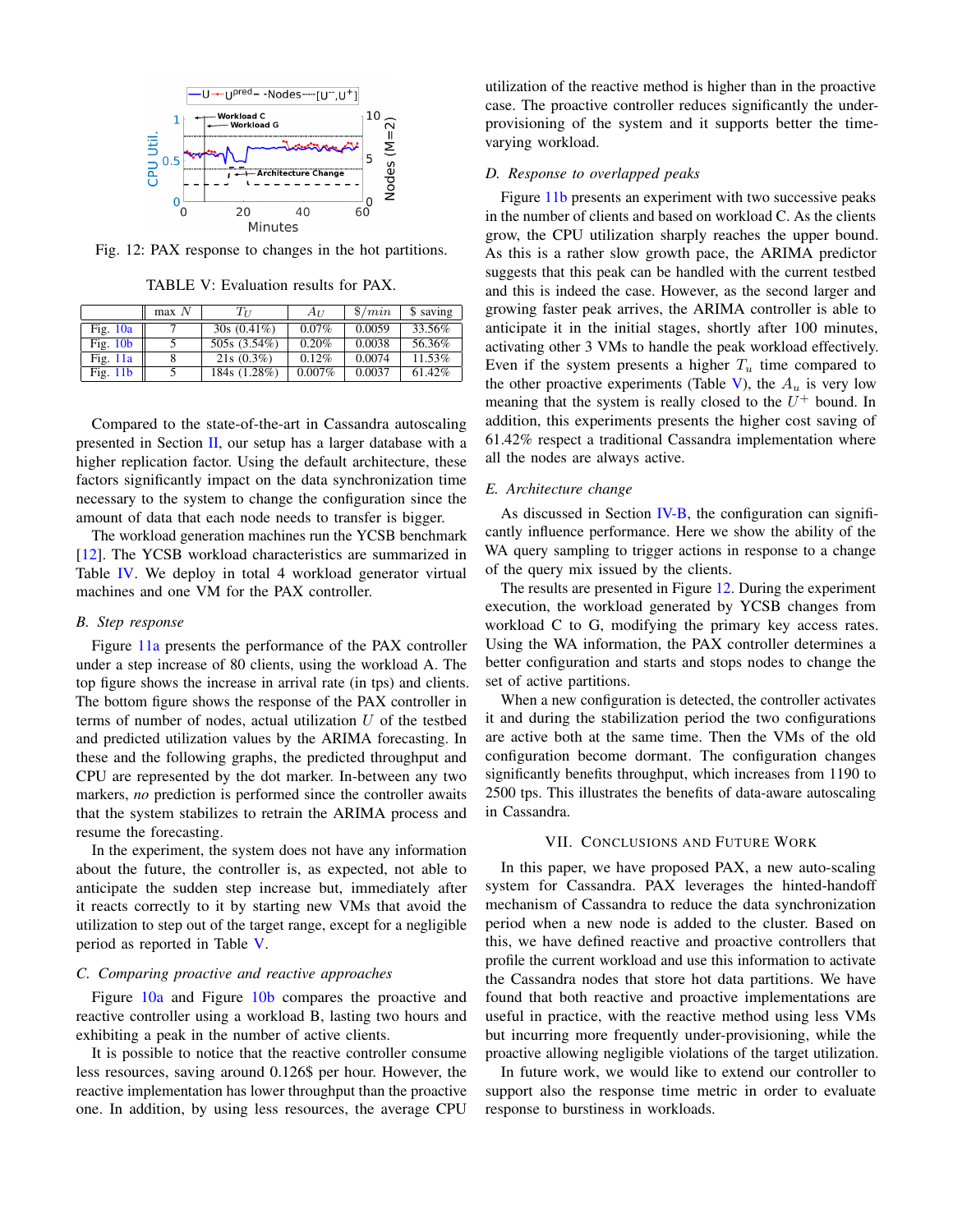Fig. 12: PAX response to changes in the hot partitions.

TABLE V: Evaluation results for PAX.

| | max $N$ | $T_U$ | $A_U$ | $\$/min$ | \$ saving |
|---|---|---|---|---|---|
| Fig. 10a | 7 | 30s (0.41%) | 0.07% | 0.0059 | 33.56% |
| Fig. 10b | 5 | 505s (3.54%) | 0.20% | 0.0038 | 56.36% |
| Fig. 11a | 8 | 21s (0.3%) | 0.12% | 0.0074 | 11.53% |
| Fig. 11b | 5 | 184s (1.28%) | 0.007% | 0.0037 | 61.42% |

Compared to the state-of-the-art in Cassandra autoscaling presented in Section II, our setup has a larger database with a higher replication factor. Using the default architecture, these factors significantly impact on the data synchronization time necessary to the system to change the configuration since the amount of data that each node needs to transfer is bigger.

The workload generation machines run the YCSB benchmark [12]. The YCSB workload characteristics are summarized in Table IV. We deploy in total 4 workload generator virtual machines and one VM for the PAX controller.

### B. Step response

Figure 11a presents the performance of the PAX controller under a step increase of 80 clients, using the workload A. The top figure shows the increase in arrival rate (in tps) and clients. The bottom figure shows the response of the PAX controller in terms of number of nodes, actual utilization $U$ of the testbed and predicted utilization values by the ARIMA forecasting. In these and the following graphs, the predicted throughput and CPU are represented by the dot marker. In-between any two markers, *no* prediction is performed since the controller awaits that the system stabilizes to retrain the ARIMA process and resume the forecasting.

In the experiment, the system does not have any information about the future, the controller is, as expected, not able to anticipate the sudden step increase but, immediately after it reacts correctly to it by starting new VMs that avoid the utilization to step out of the target range, except for a negligible period as reported in Table V.

### C. Comparing proactive and reactive approaches

Figure 10a and Figure 10b compares the proactive and reactive controller using a workload B, lasting two hours and exhibiting a peak in the number of active clients.

It is possible to notice that the reactive controller consume less resources, saving around 0.126\$ per hour. However, the reactive implementation has lower throughput than the proactive one. In addition, by using less resources, the average CPU utilization of the reactive method is higher than in the proactive case. The proactive controller reduces significantly the under-provisioning of the system and it supports better the time-varying workload.

### D. Response to overlapped peaks

Figure 11b presents an experiment with two successive peaks in the number of clients and based on workload C. As the clients grow, the CPU utilization sharply reaches the upper bound. As this is a rather slow growth pace, the ARIMA predictor suggests that this peak can be handled with the current testbed and this is indeed the case. However, as the second larger and growing faster peak arrives, the ARIMA controller is able to anticipate it in the initial stages, shortly after 100 minutes, activating other 3 VMs to handle the peak workload effectively. Even if the system presents a higher $T_u$ time compared to the other proactive experiments (Table V), the $A_u$ is very low meaning that the system is really closed to the $U^+$ bound. In addition, this experiments presents the higher cost saving of 61.42% respect a traditional Cassandra implementation where all the nodes are always active.

### E. Architecture change

As discussed in Section IV-B, the configuration can significantly influence performance. Here we show the ability of the WA query sampling to trigger actions in response to a change of the query mix issued by the clients.

The results are presented in Figure 12. During the experiment execution, the workload generated by YCSB changes from workload C to G, modifying the primary key access rates. Using the WA information, the PAX controller determines a better configuration and starts and stops nodes to change the set of active partitions.

When a new configuration is detected, the controller activates it and during the stabilization period the two configurations are active both at the same time. Then the VMs of the old configuration become dormant. The configuration changes significantly benefits throughput, which increases from 1190 to 2500 tps. This illustrates the benefits of data-aware autoscaling in Cassandra.

## VII. Conclusions and Future Work

In this paper, we have proposed PAX, a new auto-scaling system for Cassandra. PAX leverages the hinted-handoff mechanism of Cassandra to reduce the data synchronization period when a new node is added to the cluster. Based on this, we have defined reactive and proactive controllers that profile the current workload and use this information to activate the Cassandra nodes that store hot data partitions. We have found that both reactive and proactive implementations are useful in practice, with the reactive method using less VMs but incurring more frequently under-provisioning, while the proactive allowing negligible violations of the target utilization.

In future work, we would like to extend our controller to support also the response time metric in order to evaluate response to burstiness in workloads.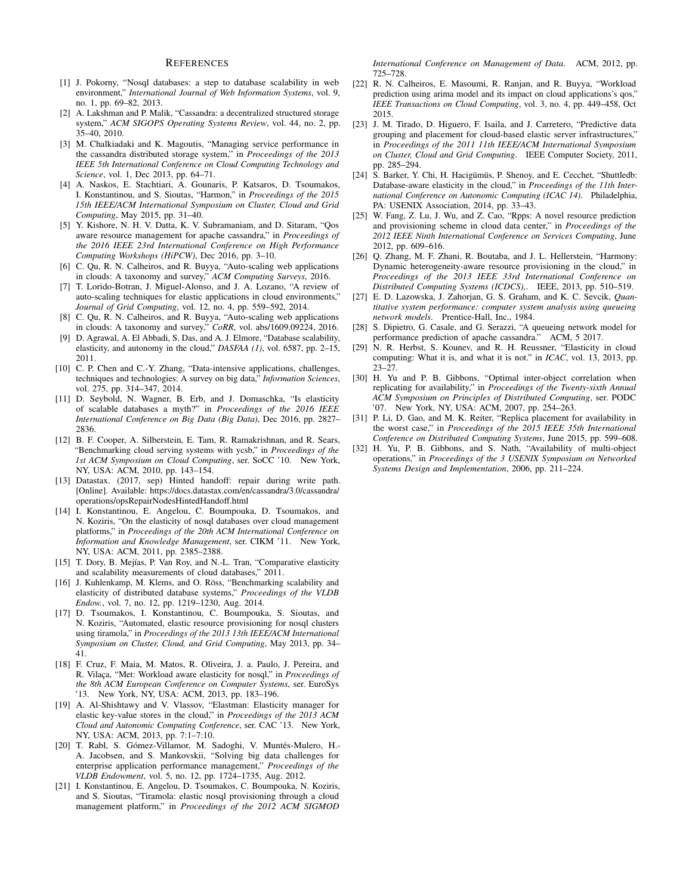# REFERENCES

[1] J. Pokorny, "Nosql databases: a step to database scalability in web environment," *International Journal of Web Information Systems*, vol. 9, no. 1, pp. 69–82, 2013.

[2] A. Lakshman and P. Malik, "Cassandra: a decentralized structured storage system," *ACM SIGOPS Operating Systems Review*, vol. 44, no. 2, pp. 35–40, 2010.

[3] M. Chalkiadaki and K. Magoutis, "Managing service performance in the cassandra distributed storage system," in *Proceedings of the 2013 IEEE 5th International Conference on Cloud Computing Technology and Science*, vol. 1, Dec 2013, pp. 64–71.

[4] A. Naskos, E. Stachtiari, A. Gounaris, P. Katsaros, D. Tsoumakos, I. Konstantinou, and S. Sioutas, "Harmon," in *Proceedings of the 2015 15th IEEE/ACM International Symposium on Cluster, Cloud and Grid Computing*, May 2015, pp. 31–40.

[5] Y. Kishore, N. H. V. Datta, K. V. Subramaniam, and D. Sitaram, "Qos aware resource management for apache cassandra," in *Proceedings of the 2016 IEEE 23rd International Conference on High Performance Computing Workshops (HiPCW)*, Dec 2016, pp. 3–10.

[6] C. Qu, R. N. Calheiros, and R. Buyya, "Auto-scaling web applications in clouds: A taxonomy and survey," *ACM Computing Surveys*, 2016.

[7] T. Lorido-Botran, J. Miguel-Alonso, and J. A. Lozano, "A review of auto-scaling techniques for elastic applications in cloud environments," *Journal of Grid Computing*, vol. 12, no. 4, pp. 559–592, 2014.

[8] C. Qu, R. N. Calheiros, and R. Buyya, "Auto-scaling web applications in clouds: A taxonomy and survey," *CoRR*, vol. abs/1609.09224, 2016.

[9] D. Agrawal, A. El Abbadi, S. Das, and A. J. Elmore, "Database scalability, elasticity, and autonomy in the cloud," *DASFAA (1)*, vol. 6587, pp. 2–15, 2011.

[10] C. P. Chen and C.-Y. Zhang, "Data-intensive applications, challenges, techniques and technologies: A survey on big data," *Information Sciences*, vol. 275, pp. 314–347, 2014.

[11] D. Seybold, N. Wagner, B. Erb, and J. Domaschka, "Is elasticity of scalable databases a myth?" in *Proceedings of the 2016 IEEE International Conference on Big Data (Big Data)*, Dec 2016, pp. 2827–2836.

[12] B. F. Cooper, A. Silberstein, E. Tam, R. Ramakrishnan, and R. Sears, "Benchmarking cloud serving systems with ycsb," in *Proceedings of the 1st ACM Symposium on Cloud Computing*, ser. SoCC '10. New York, NY, USA: ACM, 2010, pp. 143–154.

[13] Datastax. (2017, sep) Hinted handoff: repair during write path. [Online]. Available: https://docs.datastax.com/en/cassandra/3.0/cassandra/operations/opsRepairNodesHintedHandoff.html

[14] I. Konstantinou, E. Angelou, C. Boumpouka, D. Tsoumakos, and N. Koziris, "On the elasticity of nosql databases over cloud management platforms," in *Proceedings of the 20th ACM International Conference on Information and Knowledge Management*, ser. CIKM '11. New York, NY, USA: ACM, 2011, pp. 2385–2388.

[15] T. Dory, B. Mejías, P. Van Roy, and N.-L. Tran, "Comparative elasticity and scalability measurements of cloud databases," 2011.

[16] J. Kuhlenkamp, M. Klems, and O. Röss, "Benchmarking scalability and elasticity of distributed database systems," *Proceedings of the VLDB Endow.*, vol. 7, no. 12, pp. 1219–1230, Aug. 2014.

[17] D. Tsoumakos, I. Konstantinou, C. Boumpouka, S. Sioutas, and N. Koziris, "Automated, elastic resource provisioning for nosql clusters using tiramola," in *Proceedings of the 2013 13th IEEE/ACM International Symposium on Cluster, Cloud, and Grid Computing*, May 2013, pp. 34–41.

[18] F. Cruz, F. Maia, M. Matos, R. Oliveira, J. a. Paulo, J. Pereira, and R. Vilaça, "Met: Workload aware elasticity for nosql," in *Proceedings of the 8th ACM European Conference on Computer Systems*, ser. EuroSys '13. New York, NY, USA: ACM, 2013, pp. 183–196.

[19] A. Al-Shishtawy and V. Vlassov, "Elastman: Elasticity manager for elastic key-value stores in the cloud," in *Proceedings of the 2013 ACM Cloud and Autonomic Computing Conference*, ser. CAC '13. New York, NY, USA: ACM, 2013, pp. 7:1–7:10.

[20] T. Rabl, S. Gómez-Villamor, M. Sadoghi, V. Muntés-Mulero, H.-A. Jacobsen, and S. Mankovskii, "Solving big data challenges for enterprise application performance management," *Proceedings of the VLDB Endowment*, vol. 5, no. 12, pp. 1724–1735, Aug. 2012.

[21] I. Konstantinou, E. Angelou, D. Tsoumakos, C. Boumpouka, N. Koziris, and S. Sioutas, "Tiramola: elastic nosql provisioning through a cloud management platform," in *Proceedings of the 2012 ACM SIGMOD International Conference on Management of Data*. ACM, 2012, pp. 725–728.

[22] R. N. Calheiros, E. Masoumi, R. Ranjan, and R. Buyya, "Workload prediction using arima model and its impact on cloud applications's qos," *IEEE Transactions on Cloud Computing*, vol. 3, no. 4, pp. 449–458, Oct 2015.

[23] J. M. Tirado, D. Higuero, F. Isaila, and J. Carretero, "Predictive data grouping and placement for cloud-based elastic server infrastructures," in *Proceedings of the 2011 11th IEEE/ACM International Symposium on Cluster, Cloud and Grid Computing*. IEEE Computer Society, 2011, pp. 285–294.

[24] S. Barker, Y. Chi, H. Hacigümüs, P. Shenoy, and E. Cecchet, "Shuttledb: Database-aware elasticity in the cloud," in *Proceedings of the 11th International Conference on Autonomic Computing (ICAC 14)*. Philadelphia, PA: USENIX Association, 2014, pp. 33–43.

[25] W. Fang, Z. Lu, J. Wu, and Z. Cao, "Rpps: A novel resource prediction and provisioning scheme in cloud data center," in *Proceedings of the 2012 IEEE Ninth International Conference on Services Computing*, June 2012, pp. 609–616.

[26] Q. Zhang, M. F. Zhani, R. Boutaba, and J. L. Hellerstein, "Harmony: Dynamic heterogeneity-aware resource provisioning in the cloud," in *Proceedings of the 2013 IEEE 33rd International Conference on Distributed Computing Systems (ICDCS),*. IEEE, 2013, pp. 510–519.

[27] E. D. Lazowska, J. Zahorjan, G. S. Graham, and K. C. Sevcik, *Quantitative system performance: computer system analysis using queueing network models*. Prentice-Hall, Inc., 1984.

[28] S. Dipietro, G. Casale, and G. Serazzi, "A queueing network model for performance prediction of apache cassandra." ACM, 5 2017.

[29] N. R. Herbst, S. Kounev, and R. H. Reussner, "Elasticity in cloud computing: What it is, and what it is not." in *ICAC*, vol. 13, 2013, pp. 23–27.

[30] H. Yu and P. B. Gibbons, "Optimal inter-object correlation when replicating for availability," in *Proceedings of the Twenty-sixth Annual ACM Symposium on Principles of Distributed Computing*, ser. PODC '07. New York, NY, USA: ACM, 2007, pp. 254–263.

[31] P. Li, D. Gao, and M. K. Reiter, "Replica placement for availability in the worst case," in *Proceedings of the 2015 IEEE 35th International Conference on Distributed Computing Systems*, June 2015, pp. 599–608.

[32] H. Yu, P. B. Gibbons, and S. Nath, "Availability of multi-object operations," in *Proceedings of the 3 USENIX Symposium on Networked Systems Design and Implementation*, 2006, pp. 211–224.